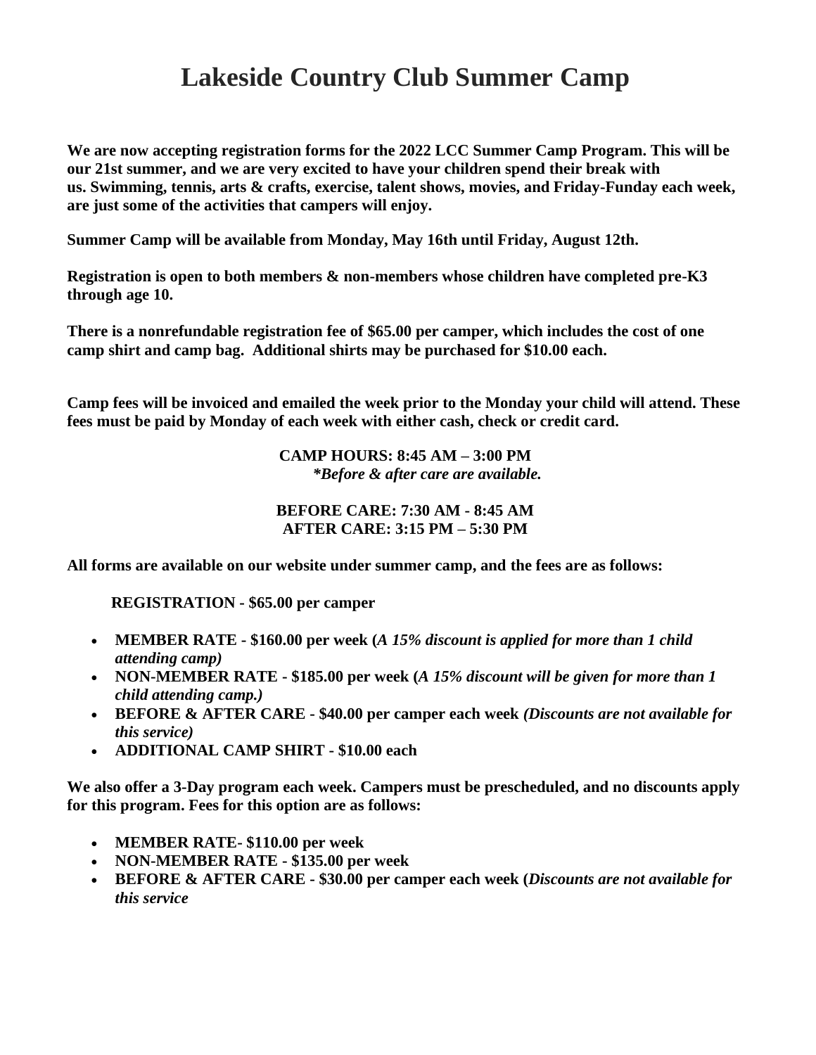# Lakeside Country Club Summer Camp

**We are now accepting registration forms for the 2022 LCC Summer Camp Program. This will be our 21st summer, and we are very excited to have your children spend their break with us. Swimming, tennis, arts & crafts, exercise, talent shows, movies, and Friday-Funday each week, are just some of the activities that campers will enjoy.**

**Summer Camp will be available from Monday, May 16th until Friday, August 12th.**

**Registration is open to both members & non-members whose children have completed pre-K3 through age 10.**

**There is a nonrefundable registration fee of $65.00 per camper, which includes the cost of one camp shirt and camp bag. Additional shirts may be purchased for $10.00 each.**

**Camp fees will be invoiced and emailed the week prior to the Monday your child will attend. These fees must be paid by Monday of each week with either cash, check or credit card.**

**CAMP HOURS: 8:45 AM – 3:00 PM**
***Before & after care are available.***

**BEFORE CARE: 7:30 AM - 8:45 AM**
**AFTER CARE: 3:15 PM – 5:30 PM**

**All forms are available on our website under summer camp, and the fees are as follows:**

**REGISTRATION - $65.00 per camper**

- **MEMBER RATE - $160.00 per week (*A 15% discount is applied for more than 1 child attending camp)***
- **NON-MEMBER RATE - $185.00 per week (*A 15% discount will be given for more than 1 child attending camp.)***
- **BEFORE & AFTER CARE - $40.00 per camper each week *(Discounts are not available for this service)***
- **ADDITIONAL CAMP SHIRT - $10.00 each**

**We also offer a 3-Day program each week. Campers must be prescheduled, and no discounts apply for this program. Fees for this option are as follows:**

- **MEMBER RATE- $110.00 per week**
- **NON-MEMBER RATE - $135.00 per week**
- **BEFORE & AFTER CARE - $30.00 per camper each week (*Discounts are not available for this service***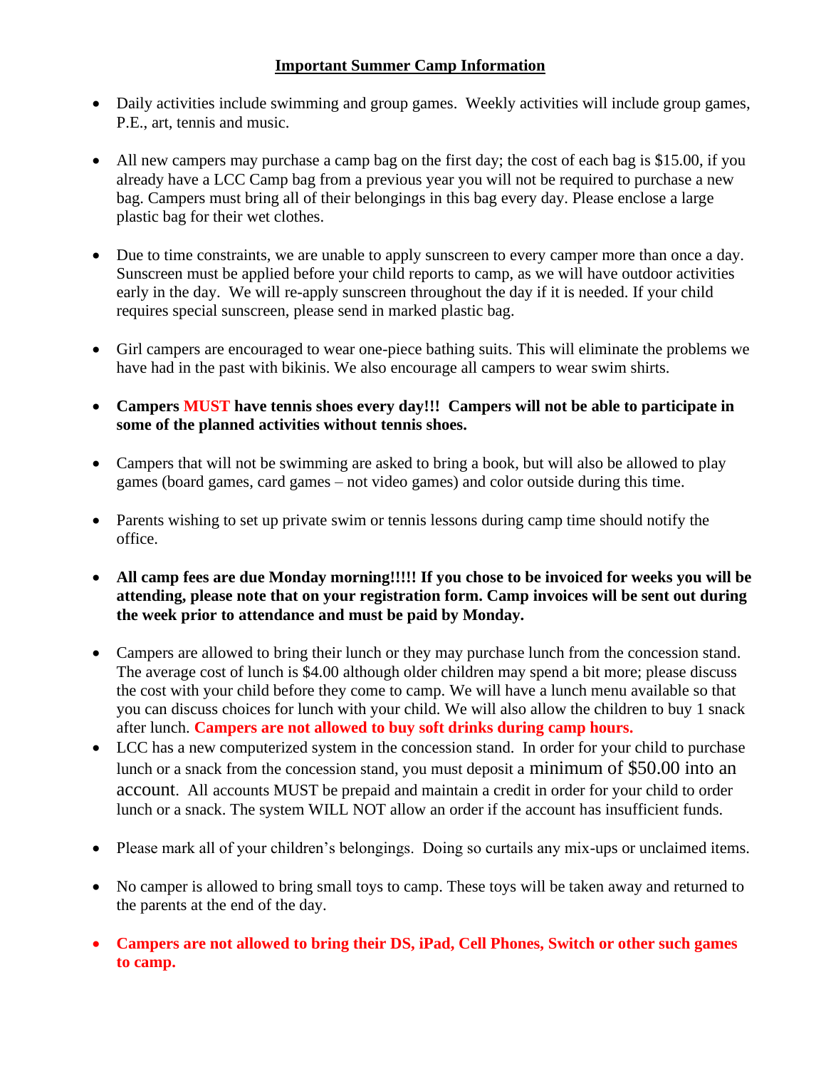## Important Summer Camp Information

- Daily activities include swimming and group games. Weekly activities will include group games, P.E., art, tennis and music.

- All new campers may purchase a camp bag on the first day; the cost of each bag is $15.00, if you already have a LCC Camp bag from a previous year you will not be required to purchase a new bag. Campers must bring all of their belongings in this bag every day. Please enclose a large plastic bag for their wet clothes.

- Due to time constraints, we are unable to apply sunscreen to every camper more than once a day. Sunscreen must be applied before your child reports to camp, as we will have outdoor activities early in the day. We will re-apply sunscreen throughout the day if it is needed. If your child requires special sunscreen, please send in marked plastic bag.

- Girl campers are encouraged to wear one-piece bathing suits. This will eliminate the problems we have had in the past with bikinis. We also encourage all campers to wear swim shirts.

- **Campers MUST have tennis shoes every day!!! Campers will not be able to participate in some of the planned activities without tennis shoes.**

- Campers that will not be swimming are asked to bring a book, but will also be allowed to play games (board games, card games – not video games) and color outside during this time.

- Parents wishing to set up private swim or tennis lessons during camp time should notify the office.

- **All camp fees are due Monday morning!!!!! If you chose to be invoiced for weeks you will be attending, please note that on your registration form. Camp invoices will be sent out during the week prior to attendance and must be paid by Monday.**

- Campers are allowed to bring their lunch or they may purchase lunch from the concession stand. The average cost of lunch is $4.00 although older children may spend a bit more; please discuss the cost with your child before they come to camp. We will have a lunch menu available so that you can discuss choices for lunch with your child. We will also allow the children to buy 1 snack after lunch. **Campers are not allowed to buy soft drinks during camp hours.**
- LCC has a new computerized system in the concession stand. In order for your child to purchase lunch or a snack from the concession stand, you must deposit a minimum of $50.00 into an account. All accounts MUST be prepaid and maintain a credit in order for your child to order lunch or a snack. The system WILL NOT allow an order if the account has insufficient funds.

- Please mark all of your children's belongings. Doing so curtails any mix-ups or unclaimed items.

- No camper is allowed to bring small toys to camp. These toys will be taken away and returned to the parents at the end of the day.

- **Campers are not allowed to bring their DS, iPad, Cell Phones, Switch or other such games to camp.**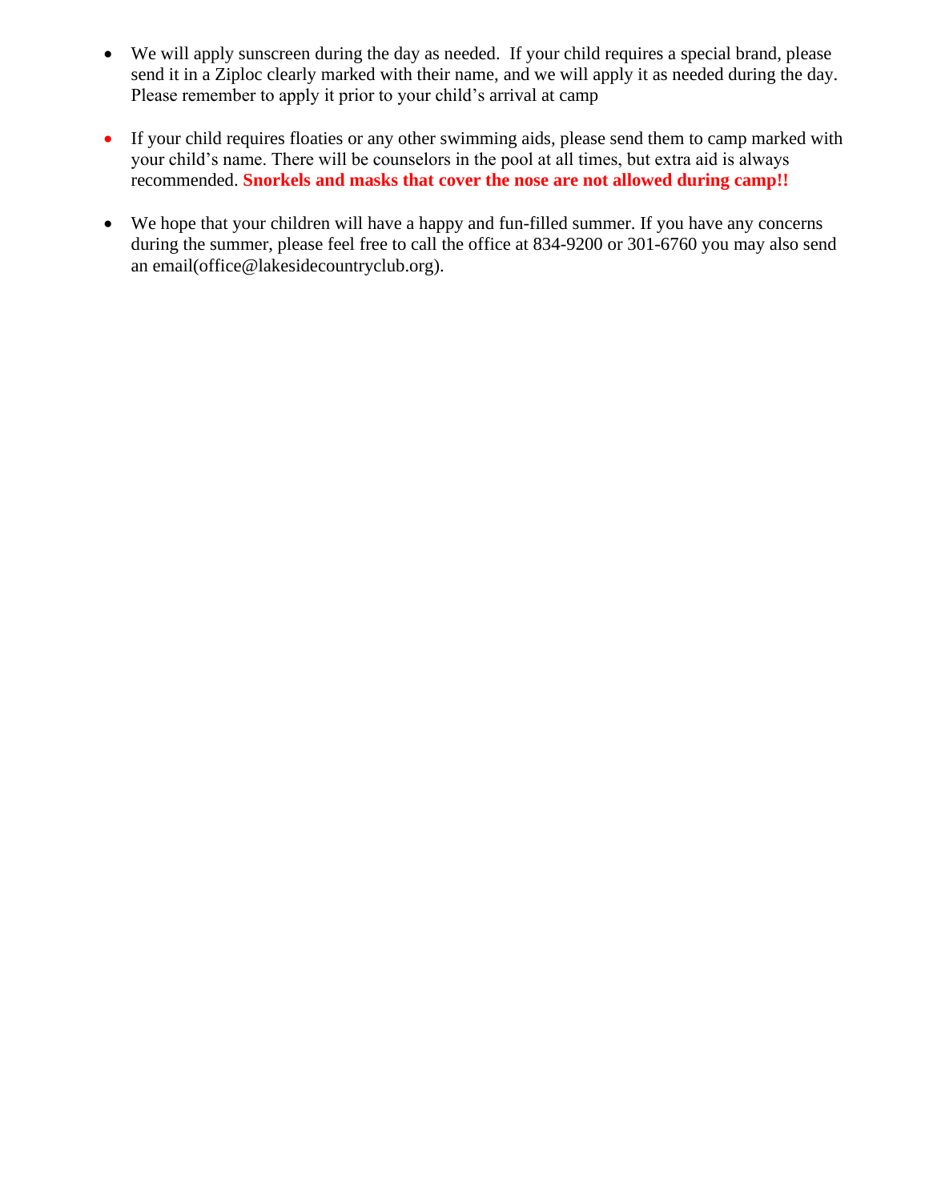- We will apply sunscreen during the day as needed. If your child requires a special brand, please send it in a Ziploc clearly marked with their name, and we will apply it as needed during the day. Please remember to apply it prior to your child's arrival at camp

- If your child requires floaties or any other swimming aids, please send them to camp marked with your child's name. There will be counselors in the pool at all times, but extra aid is always recommended. **Snorkels and masks that cover the nose are not allowed during camp!!**

- We hope that your children will have a happy and fun-filled summer. If you have any concerns during the summer, please feel free to call the office at 834-9200 or 301-6760 you may also send an email(office@lakesidecountryclub.org).